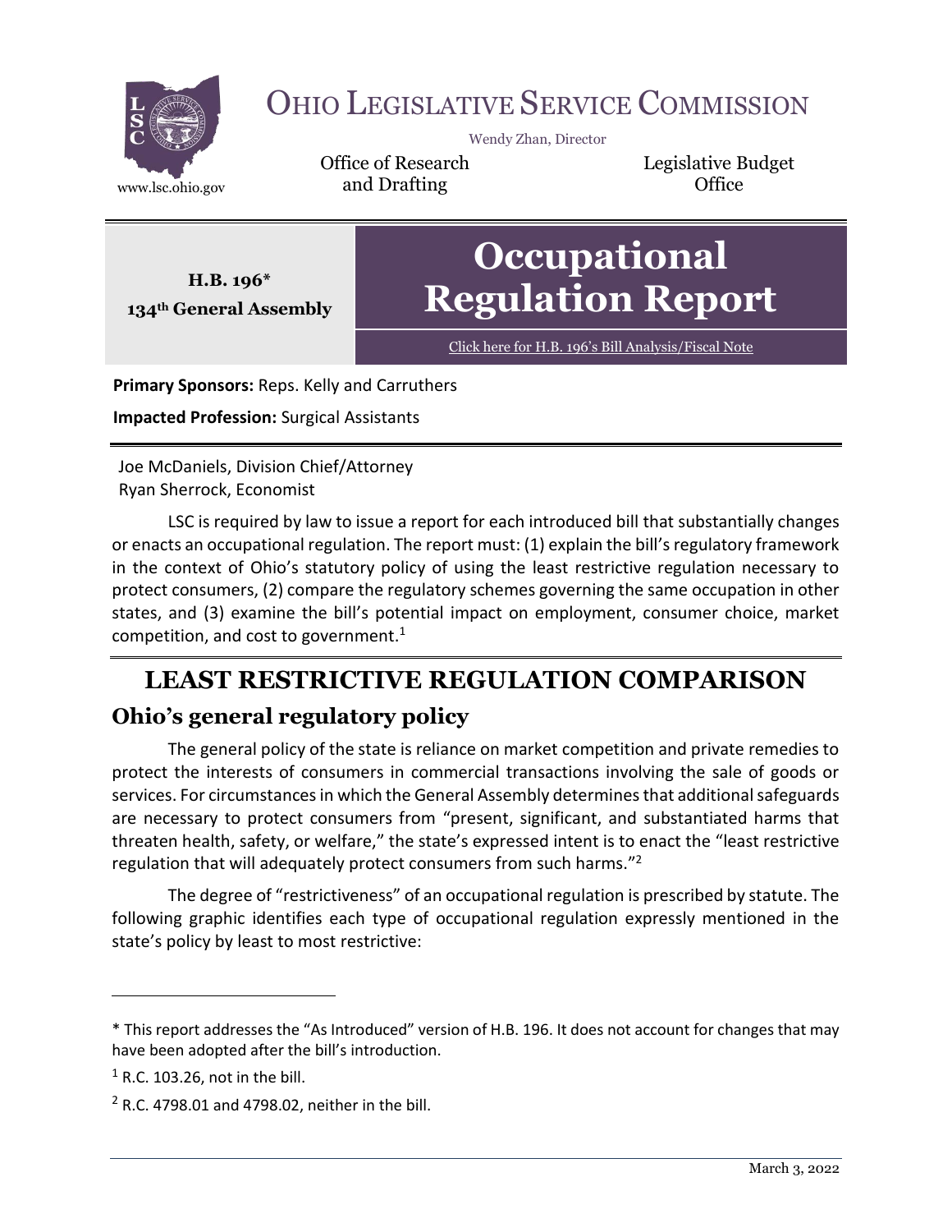# Ohio Legislative Service Commission

Wendy Zhan, Director

Office of Research and Drafting

Legislative Budget Office

www.lsc.ohio.gov

**H.B. 196***
**134th General Assembly**

# Occupational Regulation Report

Click here for H.B. 196's Bill Analysis/Fiscal Note

**Primary Sponsors:** Reps. Kelly and Carruthers

**Impacted Profession:** Surgical Assistants

Joe McDaniels, Division Chief/Attorney
Ryan Sherrock, Economist

LSC is required by law to issue a report for each introduced bill that substantially changes or enacts an occupational regulation. The report must: (1) explain the bill's regulatory framework in the context of Ohio's statutory policy of using the least restrictive regulation necessary to protect consumers, (2) compare the regulatory schemes governing the same occupation in other states, and (3) examine the bill's potential impact on employment, consumer choice, market competition, and cost to government.[1]

## LEAST RESTRICTIVE REGULATION COMPARISON

### Ohio's general regulatory policy

The general policy of the state is reliance on market competition and private remedies to protect the interests of consumers in commercial transactions involving the sale of goods or services. For circumstances in which the General Assembly determines that additional safeguards are necessary to protect consumers from "present, significant, and substantiated harms that threaten health, safety, or welfare," the state's expressed intent is to enact the "least restrictive regulation that will adequately protect consumers from such harms."[2]

The degree of "restrictiveness" of an occupational regulation is prescribed by statute. The following graphic identifies each type of occupational regulation expressly mentioned in the state's policy by least to most restrictive:

---

* This report addresses the "As Introduced" version of H.B. 196. It does not account for changes that may have been adopted after the bill's introduction.

[1] R.C. 103.26, not in the bill.

[2] R.C. 4798.01 and 4798.02, neither in the bill.

March 3, 2022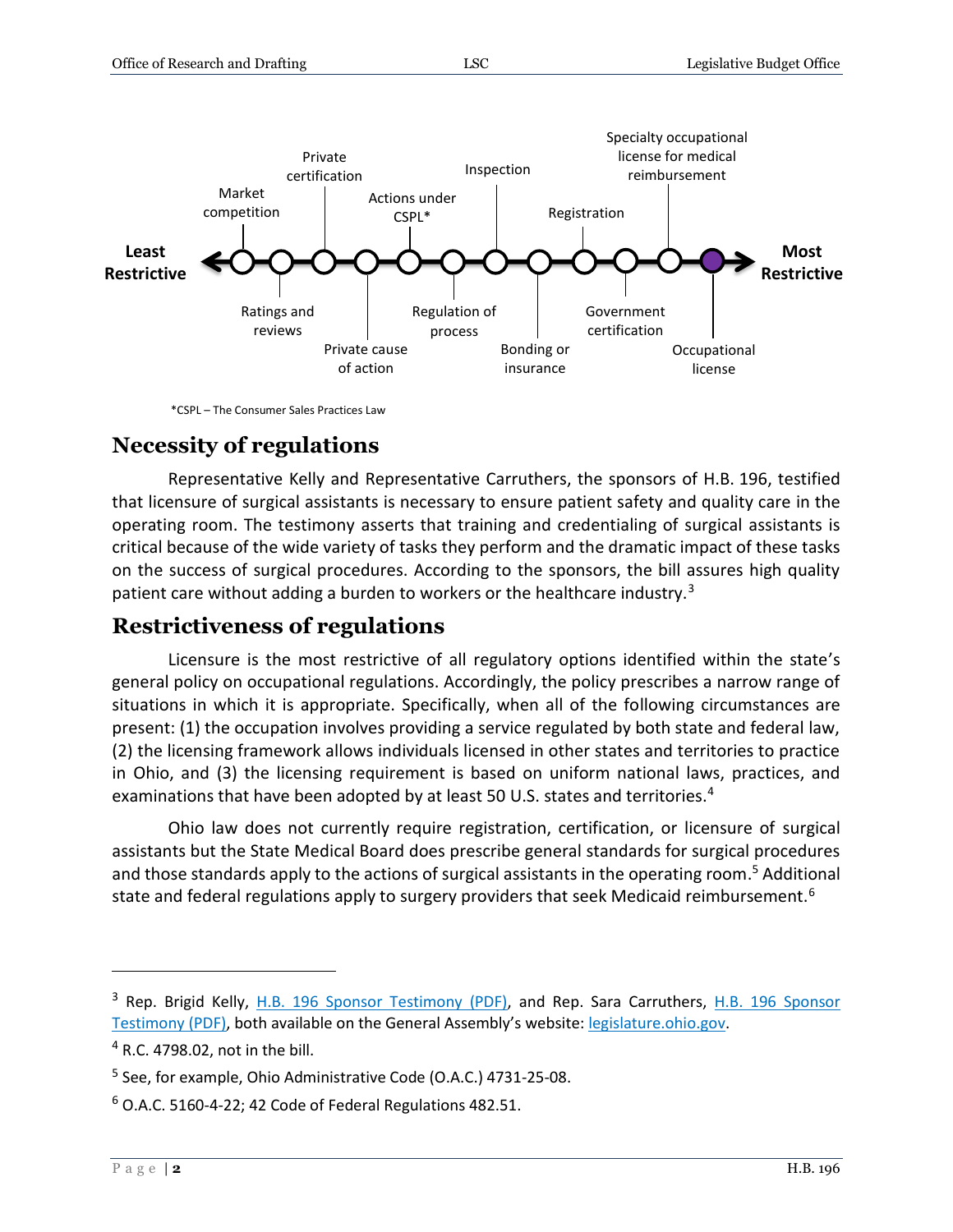**Least Restrictive** ← Market competition – Ratings and reviews – Private certification – Private cause of action – Actions under CSPL* – Regulation of process – Inspection – Bonding or insurance – Registration – Government certification – Specialty occupational license for medical reimbursement – Occupational license → **Most Restrictive**

*CSPL – The Consumer Sales Practices Law

## Necessity of regulations

Representative Kelly and Representative Carruthers, the sponsors of H.B. 196, testified that licensure of surgical assistants is necessary to ensure patient safety and quality care in the operating room. The testimony asserts that training and credentialing of surgical assistants is critical because of the wide variety of tasks they perform and the dramatic impact of these tasks on the success of surgical procedures. According to the sponsors, the bill assures high quality patient care without adding a burden to workers or the healthcare industry.[3]

## Restrictiveness of regulations

Licensure is the most restrictive of all regulatory options identified within the state's general policy on occupational regulations. Accordingly, the policy prescribes a narrow range of situations in which it is appropriate. Specifically, when all of the following circumstances are present: (1) the occupation involves providing a service regulated by both state and federal law, (2) the licensing framework allows individuals licensed in other states and territories to practice in Ohio, and (3) the licensing requirement is based on uniform national laws, practices, and examinations that have been adopted by at least 50 U.S. states and territories.[4]

Ohio law does not currently require registration, certification, or licensure of surgical assistants but the State Medical Board does prescribe general standards for surgical procedures and those standards apply to the actions of surgical assistants in the operating room.[5] Additional state and federal regulations apply to surgery providers that seek Medicaid reimbursement.[6]

---

[3] Rep. Brigid Kelly, H.B. 196 Sponsor Testimony (PDF), and Rep. Sara Carruthers, H.B. 196 Sponsor Testimony (PDF), both available on the General Assembly's website: legislature.ohio.gov.

[4] R.C. 4798.02, not in the bill.

[5] See, for example, Ohio Administrative Code (O.A.C.) 4731-25-08.

[6] O.A.C. 5160-4-22; 42 Code of Federal Regulations 482.51.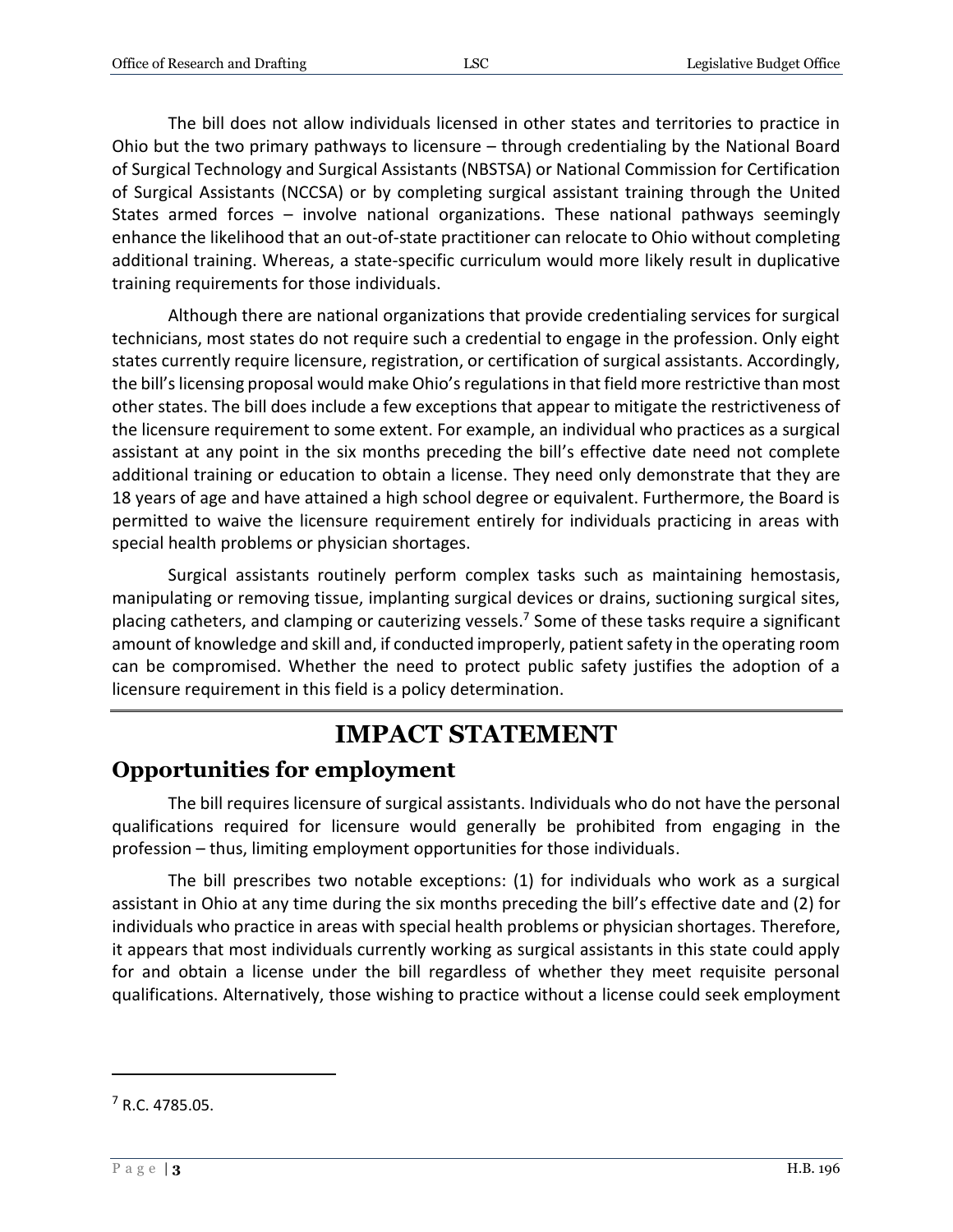The bill does not allow individuals licensed in other states and territories to practice in Ohio but the two primary pathways to licensure – through credentialing by the National Board of Surgical Technology and Surgical Assistants (NBSTSA) or National Commission for Certification of Surgical Assistants (NCCSA) or by completing surgical assistant training through the United States armed forces – involve national organizations. These national pathways seemingly enhance the likelihood that an out-of-state practitioner can relocate to Ohio without completing additional training. Whereas, a state-specific curriculum would more likely result in duplicative training requirements for those individuals.

Although there are national organizations that provide credentialing services for surgical technicians, most states do not require such a credential to engage in the profession. Only eight states currently require licensure, registration, or certification of surgical assistants. Accordingly, the bill's licensing proposal would make Ohio's regulations in that field more restrictive than most other states. The bill does include a few exceptions that appear to mitigate the restrictiveness of the licensure requirement to some extent. For example, an individual who practices as a surgical assistant at any point in the six months preceding the bill's effective date need not complete additional training or education to obtain a license. They need only demonstrate that they are 18 years of age and have attained a high school degree or equivalent. Furthermore, the Board is permitted to waive the licensure requirement entirely for individuals practicing in areas with special health problems or physician shortages.

Surgical assistants routinely perform complex tasks such as maintaining hemostasis, manipulating or removing tissue, implanting surgical devices or drains, suctioning surgical sites, placing catheters, and clamping or cauterizing vessels.[7] Some of these tasks require a significant amount of knowledge and skill and, if conducted improperly, patient safety in the operating room can be compromised. Whether the need to protect public safety justifies the adoption of a licensure requirement in this field is a policy determination.

# IMPACT STATEMENT

## Opportunities for employment

The bill requires licensure of surgical assistants. Individuals who do not have the personal qualifications required for licensure would generally be prohibited from engaging in the profession – thus, limiting employment opportunities for those individuals.

The bill prescribes two notable exceptions: (1) for individuals who work as a surgical assistant in Ohio at any time during the six months preceding the bill's effective date and (2) for individuals who practice in areas with special health problems or physician shortages. Therefore, it appears that most individuals currently working as surgical assistants in this state could apply for and obtain a license under the bill regardless of whether they meet requisite personal qualifications. Alternatively, those wishing to practice without a license could seek employment

[7] R.C. 4785.05.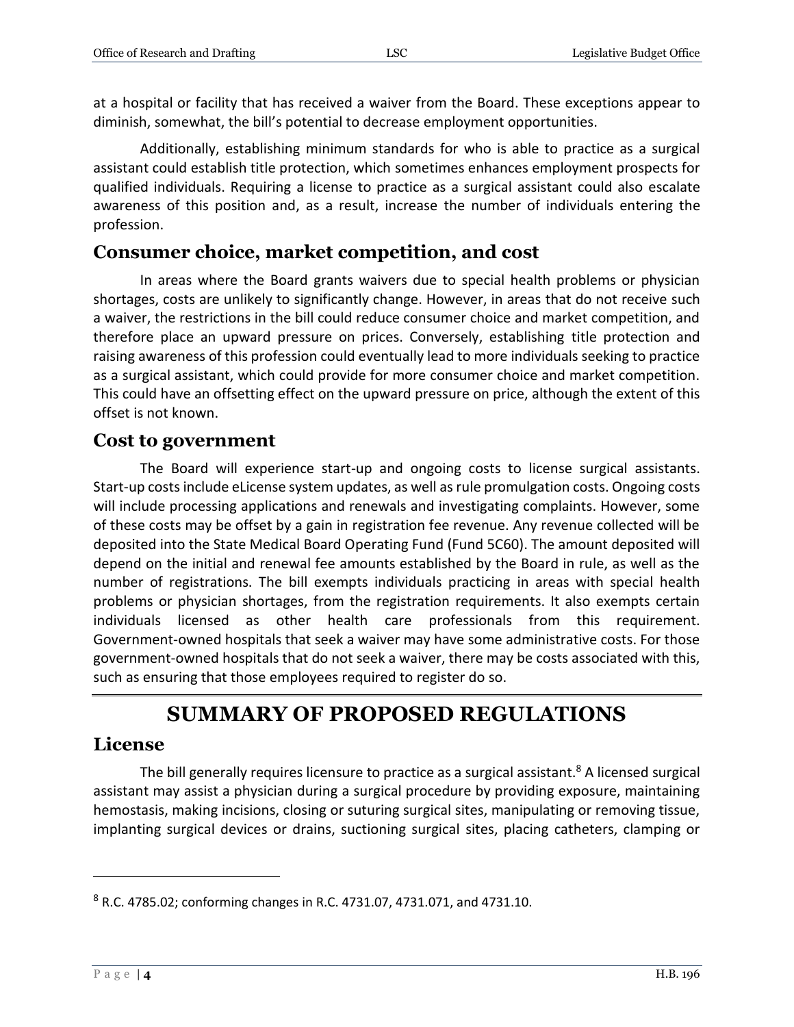at a hospital or facility that has received a waiver from the Board. These exceptions appear to diminish, somewhat, the bill's potential to decrease employment opportunities.

Additionally, establishing minimum standards for who is able to practice as a surgical assistant could establish title protection, which sometimes enhances employment prospects for qualified individuals. Requiring a license to practice as a surgical assistant could also escalate awareness of this position and, as a result, increase the number of individuals entering the profession.

## Consumer choice, market competition, and cost

In areas where the Board grants waivers due to special health problems or physician shortages, costs are unlikely to significantly change. However, in areas that do not receive such a waiver, the restrictions in the bill could reduce consumer choice and market competition, and therefore place an upward pressure on prices. Conversely, establishing title protection and raising awareness of this profession could eventually lead to more individuals seeking to practice as a surgical assistant, which could provide for more consumer choice and market competition. This could have an offsetting effect on the upward pressure on price, although the extent of this offset is not known.

## Cost to government

The Board will experience start-up and ongoing costs to license surgical assistants. Start-up costs include eLicense system updates, as well as rule promulgation costs. Ongoing costs will include processing applications and renewals and investigating complaints. However, some of these costs may be offset by a gain in registration fee revenue. Any revenue collected will be deposited into the State Medical Board Operating Fund (Fund 5C60). The amount deposited will depend on the initial and renewal fee amounts established by the Board in rule, as well as the number of registrations. The bill exempts individuals practicing in areas with special health problems or physician shortages, from the registration requirements. It also exempts certain individuals licensed as other health care professionals from this requirement. Government-owned hospitals that seek a waiver may have some administrative costs. For those government-owned hospitals that do not seek a waiver, there may be costs associated with this, such as ensuring that those employees required to register do so.

# SUMMARY OF PROPOSED REGULATIONS

## License

The bill generally requires licensure to practice as a surgical assistant.[8] A licensed surgical assistant may assist a physician during a surgical procedure by providing exposure, maintaining hemostasis, making incisions, closing or suturing surgical sites, manipulating or removing tissue, implanting surgical devices or drains, suctioning surgical sites, placing catheters, clamping or

[8] R.C. 4785.02; conforming changes in R.C. 4731.07, 4731.071, and 4731.10.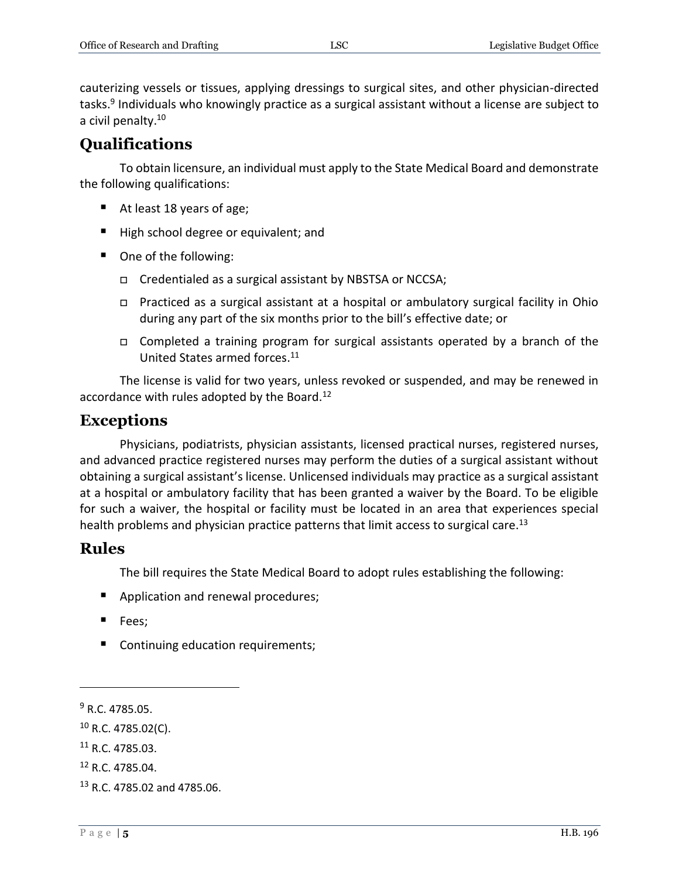cauterizing vessels or tissues, applying dressings to surgical sites, and other physician-directed tasks.[9] Individuals who knowingly practice as a surgical assistant without a license are subject to a civil penalty.[10]

## Qualifications

To obtain licensure, an individual must apply to the State Medical Board and demonstrate the following qualifications:

- At least 18 years of age;
- High school degree or equivalent; and
- One of the following:
  - Credentialed as a surgical assistant by NBSTSA or NCCSA;
  - Practiced as a surgical assistant at a hospital or ambulatory surgical facility in Ohio during any part of the six months prior to the bill's effective date; or
  - Completed a training program for surgical assistants operated by a branch of the United States armed forces.[11]

The license is valid for two years, unless revoked or suspended, and may be renewed in accordance with rules adopted by the Board.[12]

## Exceptions

Physicians, podiatrists, physician assistants, licensed practical nurses, registered nurses, and advanced practice registered nurses may perform the duties of a surgical assistant without obtaining a surgical assistant's license. Unlicensed individuals may practice as a surgical assistant at a hospital or ambulatory facility that has been granted a waiver by the Board. To be eligible for such a waiver, the hospital or facility must be located in an area that experiences special health problems and physician practice patterns that limit access to surgical care.[13]

## Rules

The bill requires the State Medical Board to adopt rules establishing the following:

- Application and renewal procedures;
- Fees;
- Continuing education requirements;

---

[9] R.C. 4785.05.

[10] R.C. 4785.02(C).

[11] R.C. 4785.03.

[12] R.C. 4785.04.

[13] R.C. 4785.02 and 4785.06.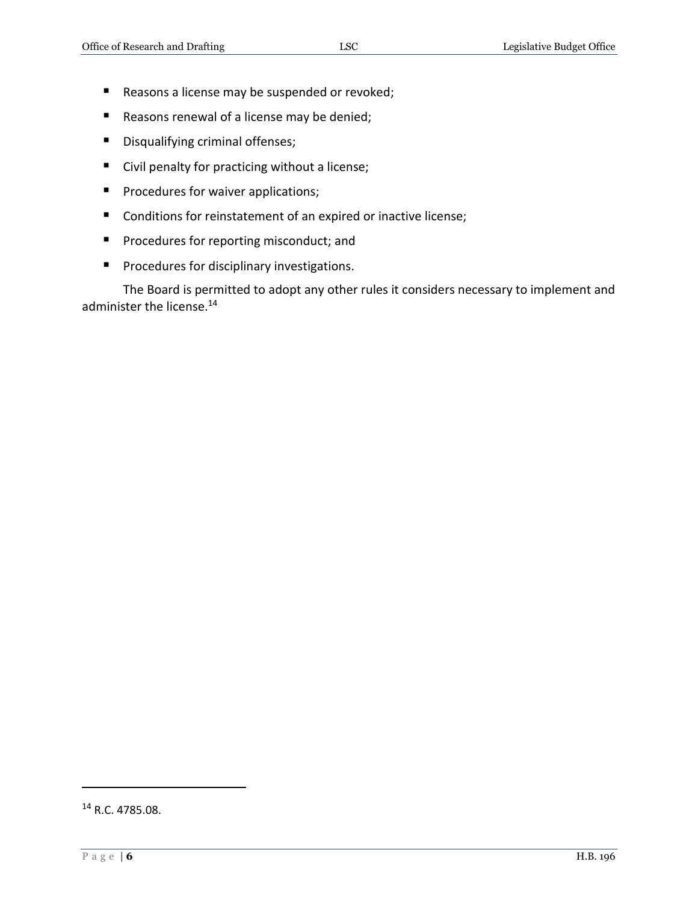- Reasons a license may be suspended or revoked;
- Reasons renewal of a license may be denied;
- Disqualifying criminal offenses;
- Civil penalty for practicing without a license;
- Procedures for waiver applications;
- Conditions for reinstatement of an expired or inactive license;
- Procedures for reporting misconduct; and
- Procedures for disciplinary investigations.

The Board is permitted to adopt any other rules it considers necessary to implement and administer the license.[14]

---

[14] R.C. 4785.08.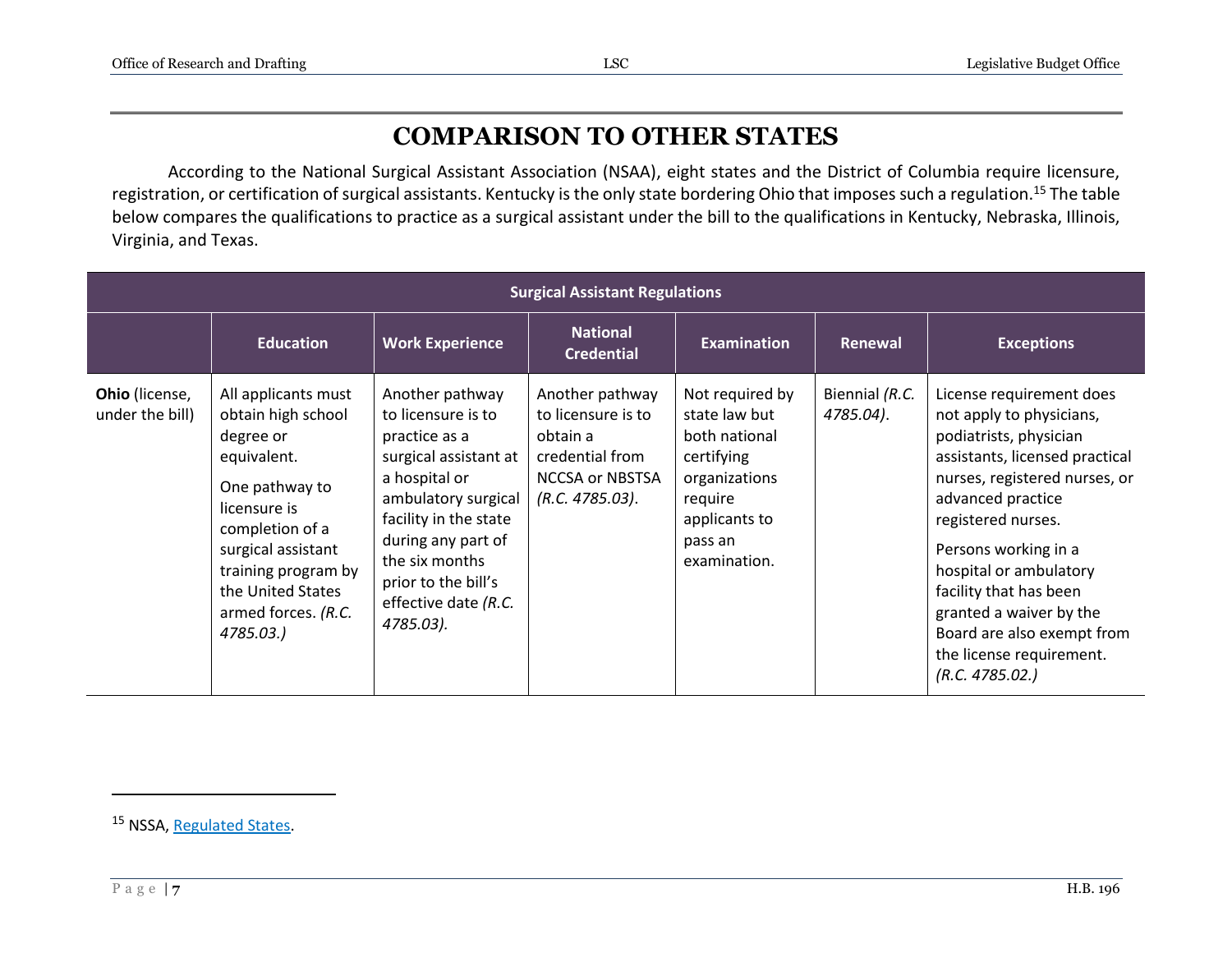# COMPARISON TO OTHER STATES

According to the National Surgical Assistant Association (NSAA), eight states and the District of Columbia require licensure, registration, or certification of surgical assistants. Kentucky is the only state bordering Ohio that imposes such a regulation.[15] The table below compares the qualifications to practice as a surgical assistant under the bill to the qualifications in Kentucky, Nebraska, Illinois, Virginia, and Texas.

| Surgical Assistant Regulations | | | | | | |
|---|---|---|---|---|---|---|
| | **Education** | **Work Experience** | **National Credential** | **Examination** | **Renewal** | **Exceptions** |
| **Ohio** (license, under the bill) | All applicants must obtain high school degree or equivalent. One pathway to licensure is completion of a surgical assistant training program by the United States armed forces. *(R.C. 4785.03.)* | Another pathway to licensure is to practice as a surgical assistant at a hospital or ambulatory surgical facility in the state during any part of the six months prior to the bill's effective date *(R.C. 4785.03).* | Another pathway to licensure is to obtain a credential from NCCSA or NBSTSA *(R.C. 4785.03)*. | Not required by state law but both national certifying organizations require applicants to pass an examination. | Biennial *(R.C. 4785.04)*. | License requirement does not apply to physicians, podiatrists, physician assistants, licensed practical nurses, registered nurses, or advanced practice registered nurses. Persons working in a hospital or ambulatory facility that has been granted a waiver by the Board are also exempt from the license requirement. *(R.C. 4785.02.)* |

[15] NSSA, Regulated States.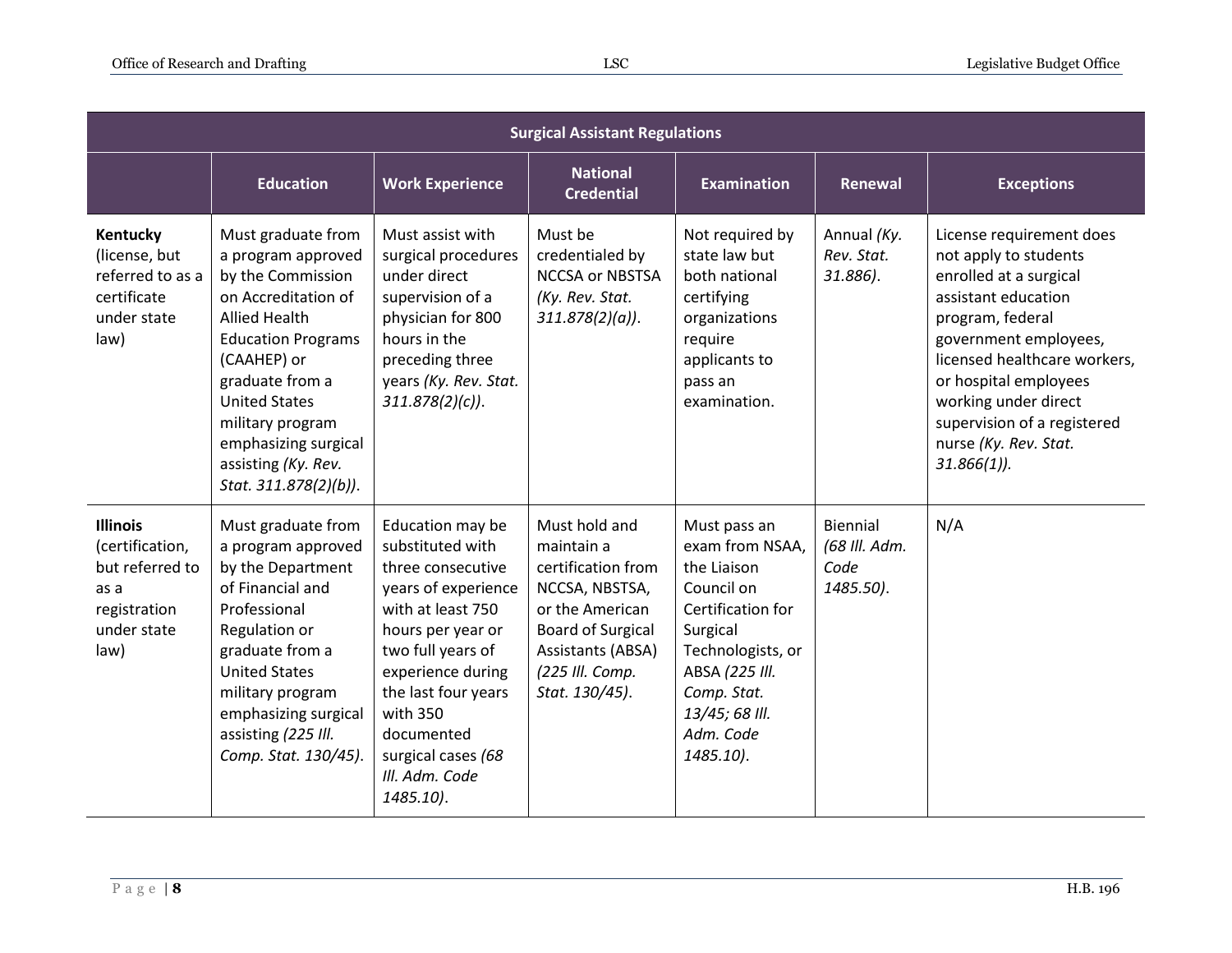| Surgical Assistant Regulations | | | | | | |
|---|---|---|---|---|---|---|
| | **Education** | **Work Experience** | **National Credential** | **Examination** | **Renewal** | **Exceptions** |
| **Kentucky** (license, but referred to as a certificate under state law) | Must graduate from a program approved by the Commission on Accreditation of Allied Health Education Programs (CAAHEP) or graduate from a United States military program emphasizing surgical assisting *(Ky. Rev. Stat. 311.878(2)(b))*. | Must assist with surgical procedures under direct supervision of a physician for 800 hours in the preceding three years *(Ky. Rev. Stat. 311.878(2)(c))*. | Must be credentialed by NCCSA or NBSTSA *(Ky. Rev. Stat. 311.878(2)(a))*. | Not required by state law but both national certifying organizations require applicants to pass an examination. | Annual *(Ky. Rev. Stat. 31.886)*. | License requirement does not apply to students enrolled at a surgical assistant education program, federal government employees, licensed healthcare workers, or hospital employees working under direct supervision of a registered nurse *(Ky. Rev. Stat. 31.866(1))*. |
| **Illinois** (certification, but referred to as a registration under state law) | Must graduate from a program approved by the Department of Financial and Professional Regulation or graduate from a United States military program emphasizing surgical assisting *(225 Ill. Comp. Stat. 130/45)*. | Education may be substituted with three consecutive years of experience with at least 750 hours per year or two full years of experience during the last four years with 350 documented surgical cases *(68 Ill. Adm. Code 1485.10)*. | Must hold and maintain a certification from NCCSA, NBSTSA, or the American Board of Surgical Assistants (ABSA) *(225 Ill. Comp. Stat. 130/45)*. | Must pass an exam from NSAA, the Liaison Council on Certification for Surgical Technologists, or ABSA *(225 Ill. Comp. Stat. 13/45; 68 Ill. Adm. Code 1485.10)*. | Biennial *(68 Ill. Adm. Code 1485.50)*. | N/A |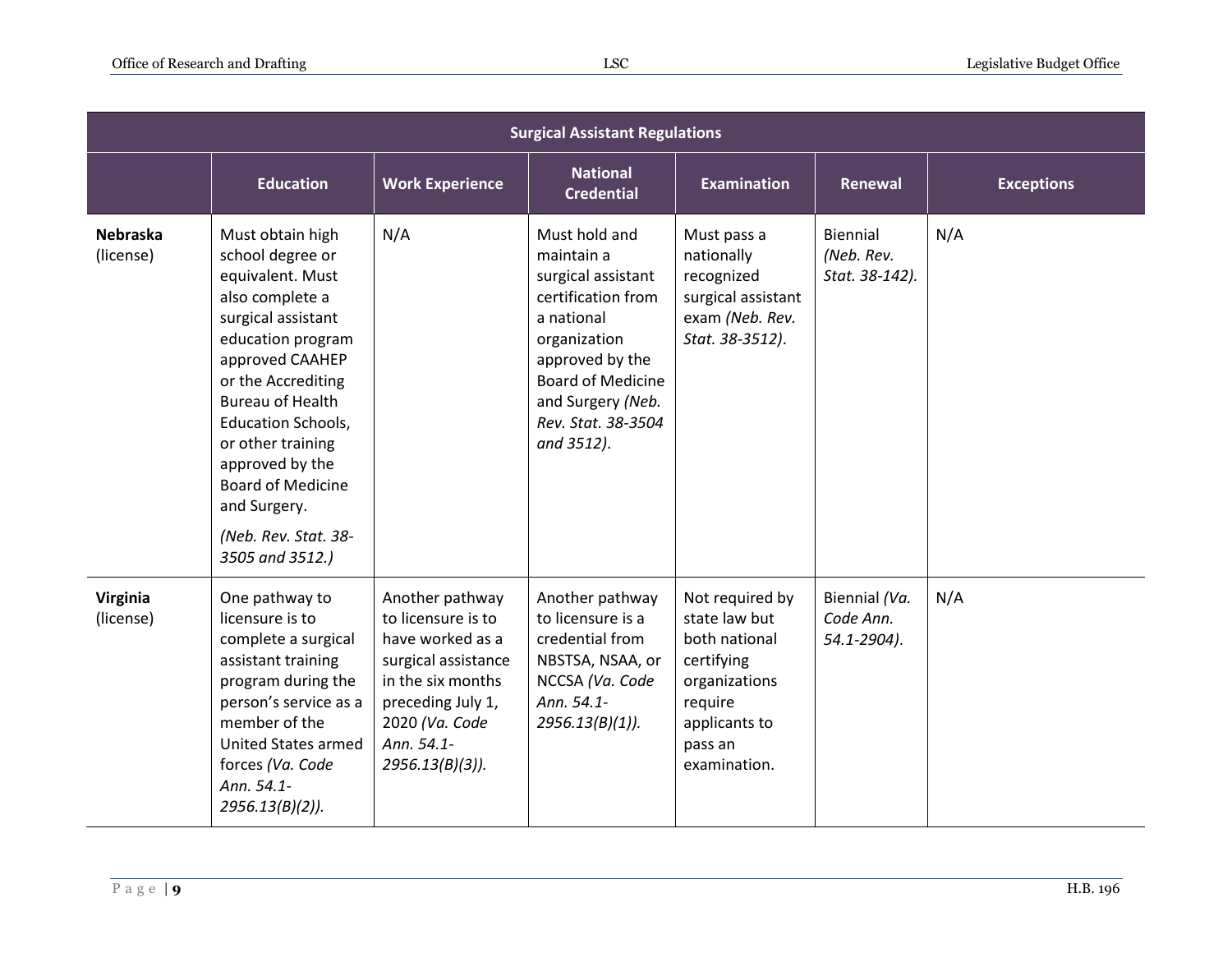| Surgical Assistant Regulations | | | | | | |
|---|---|---|---|---|---|---|
| | **Education** | **Work Experience** | **National Credential** | **Examination** | **Renewal** | **Exceptions** |
| **Nebraska** (license) | Must obtain high school degree or equivalent. Must also complete a surgical assistant education program approved CAAHEP or the Accrediting Bureau of Health Education Schools, or other training approved by the Board of Medicine and Surgery. *(Neb. Rev. Stat. 38-3505 and 3512.)* | N/A | Must hold and maintain a surgical assistant certification from a national organization approved by the Board of Medicine and Surgery *(Neb. Rev. Stat. 38-3504 and 3512)*. | Must pass a nationally recognized surgical assistant exam *(Neb. Rev. Stat. 38-3512)*. | Biennial *(Neb. Rev. Stat. 38-142)*. | N/A |
| **Virginia** (license) | One pathway to licensure is to complete a surgical assistant training program during the person's service as a member of the United States armed forces *(Va. Code Ann. 54.1-2956.13(B)(2))*. | Another pathway to licensure is to have worked as a surgical assistance in the six months preceding July 1, 2020 *(Va. Code Ann. 54.1-2956.13(B)(3))*. | Another pathway to licensure is a credential from NBSTSA, NSAA, or NCCSA *(Va. Code Ann. 54.1-2956.13(B)(1))*. | Not required by state law but both national certifying organizations require applicants to pass an examination. | Biennial *(Va. Code Ann. 54.1-2904)*. | N/A |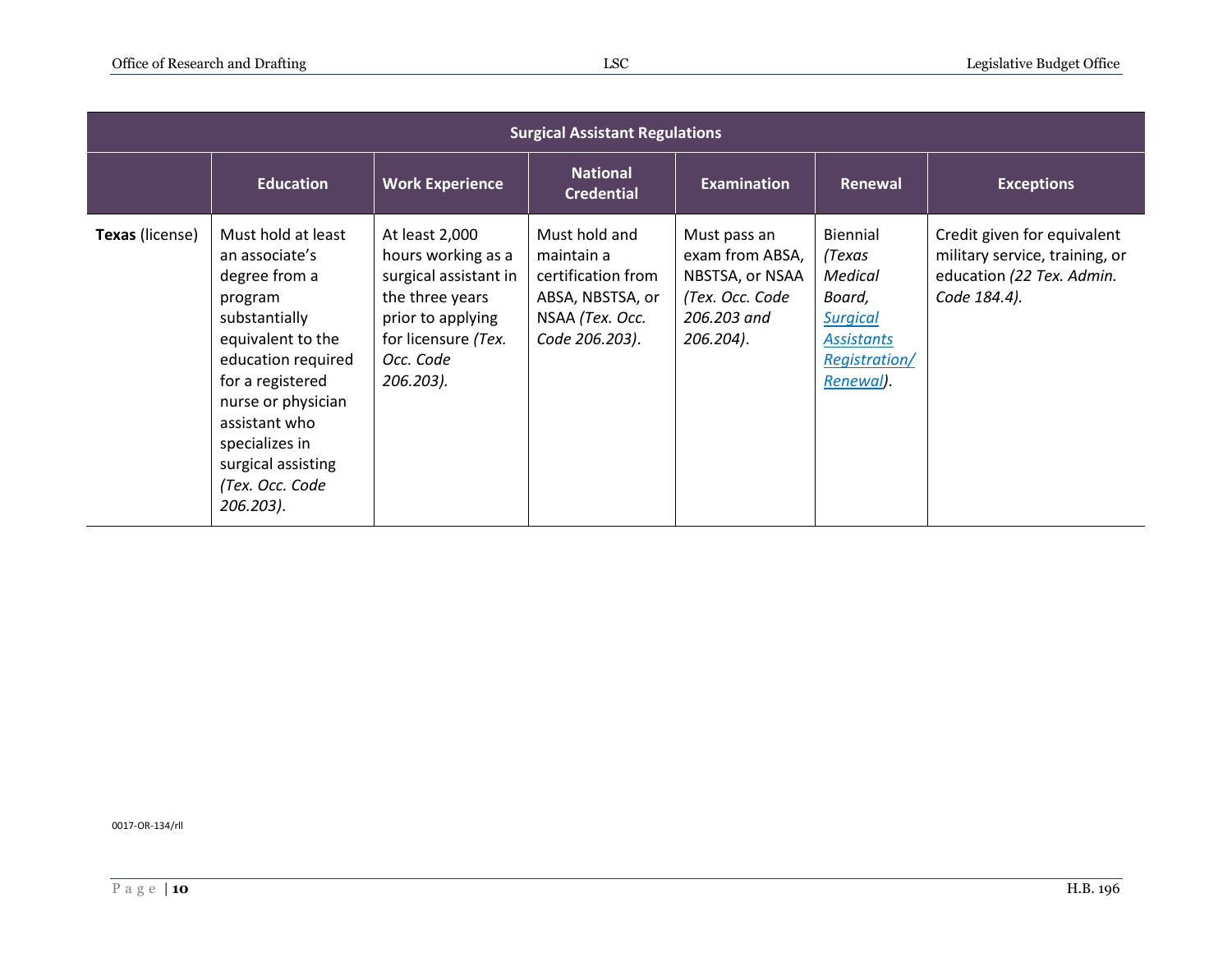| Surgical Assistant Regulations | | | | | | |
|---|---|---|---|---|---|---|
| | **Education** | **Work Experience** | **National Credential** | **Examination** | **Renewal** | **Exceptions** |
| **Texas** (license) | Must hold at least an associate's degree from a program substantially equivalent to the education required for a registered nurse or physician assistant who specializes in surgical assisting *(Tex. Occ. Code 206.203)*. | At least 2,000 hours working as a surgical assistant in the three years prior to applying for licensure *(Tex. Occ. Code 206.203).* | Must hold and maintain a certification from ABSA, NBSTSA, or NSAA *(Tex. Occ. Code 206.203)*. | Must pass an exam from ABSA, NBSTSA, or NSAA *(Tex. Occ. Code 206.203 and 206.204)*. | Biennial *(Texas Medical Board, Surgical Assistants Registration/ Renewal)*. | Credit given for equivalent military service, training, or education *(22 Tex. Admin. Code 184.4).* |

0017-OR-134/rll